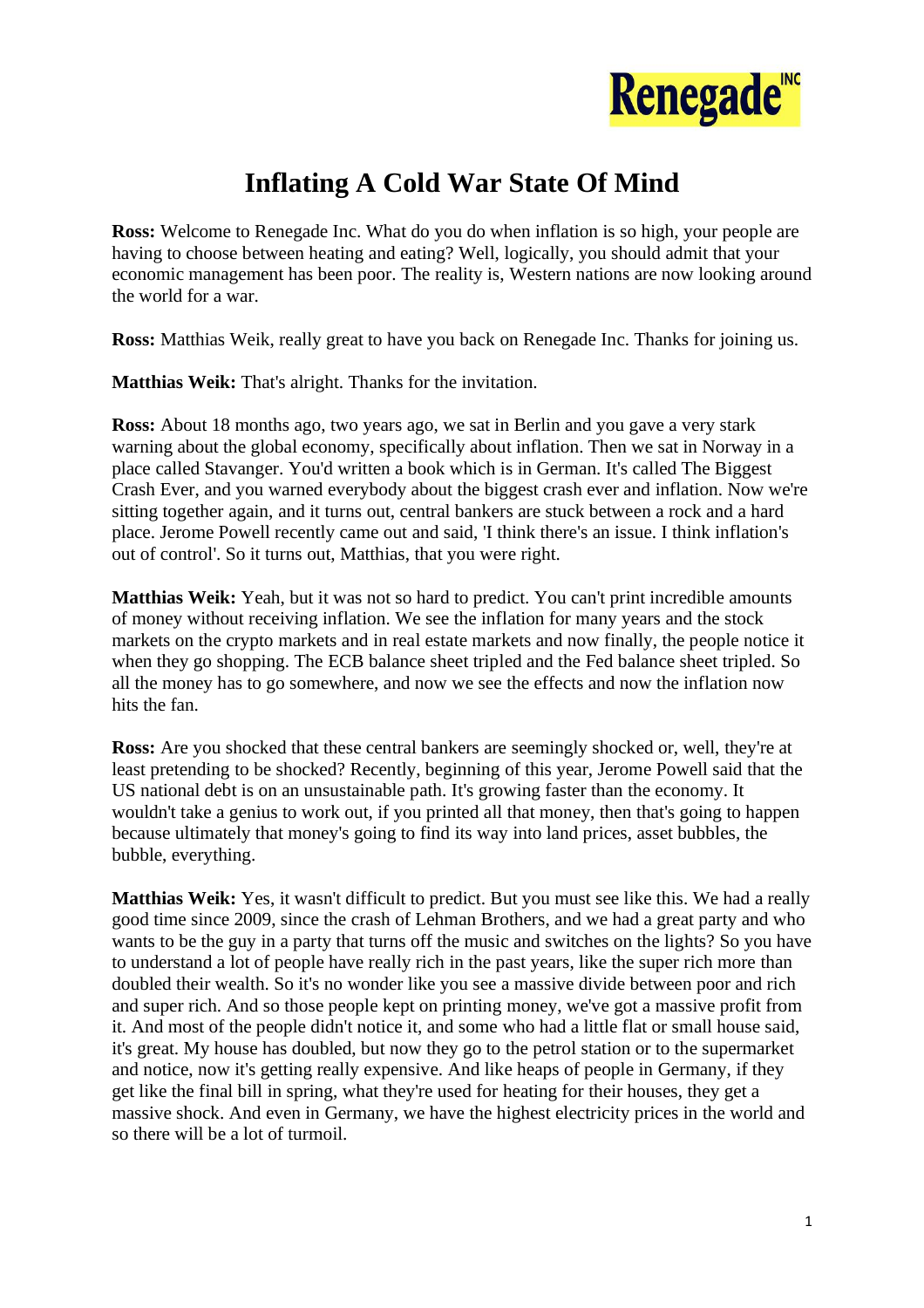# Inflating A Cold War State Of Mind

**Ross:** Welcome to Renegade Inc. What do you do when inflation is so high, your people are having to choose between heating and eating? Well, logically, you should admit that your economic management has been poor. The reality is, Western nations are now looking around the world for a war.

**Ross:** Matthias Weik, really great to have you back on Renegade Inc. Thanks for joining us.

**Matthias Weik:** That's alright. Thanks for the invitation.

**Ross:** About 18 months ago, two years ago, we sat in Berlin and you gave a very stark warning about the global economy, specifically about inflation. Then we sat in Norway in a place called Stavanger. You'd written a book which is in German. It's called The Biggest Crash Ever, and you warned everybody about the biggest crash ever and inflation. Now we're sitting together again, and it turns out, central bankers are stuck between a rock and a hard place. Jerome Powell recently came out and said, 'I think there's an issue. I think inflation's out of control'. So it turns out, Matthias, that you were right.

**Matthias Weik:** Yeah, but it was not so hard to predict. You can't print incredible amounts of money without receiving inflation. We see the inflation for many years and the stock markets on the crypto markets and in real estate markets and now finally, the people notice it when they go shopping. The ECB balance sheet tripled and the Fed balance sheet tripled. So all the money has to go somewhere, and now we see the effects and now the inflation now hits the fan.

**Ross:** Are you shocked that these central bankers are seemingly shocked or, well, they're at least pretending to be shocked? Recently, beginning of this year, Jerome Powell said that the US national debt is on an unsustainable path. It's growing faster than the economy. It wouldn't take a genius to work out, if you printed all that money, then that's going to happen because ultimately that money's going to find its way into land prices, asset bubbles, the bubble, everything.

**Matthias Weik:** Yes, it wasn't difficult to predict. But you must see like this. We had a really good time since 2009, since the crash of Lehman Brothers, and we had a great party and who wants to be the guy in a party that turns off the music and switches on the lights? So you have to understand a lot of people have really rich in the past years, like the super rich more than doubled their wealth. So it's no wonder like you see a massive divide between poor and rich and super rich. And so those people kept on printing money, we've got a massive profit from it. And most of the people didn't notice it, and some who had a little flat or small house said, it's great. My house has doubled, but now they go to the petrol station or to the supermarket and notice, now it's getting really expensive. And like heaps of people in Germany, if they get like the final bill in spring, what they're used for heating for their houses, they get a massive shock. And even in Germany, we have the highest electricity prices in the world and so there will be a lot of turmoil.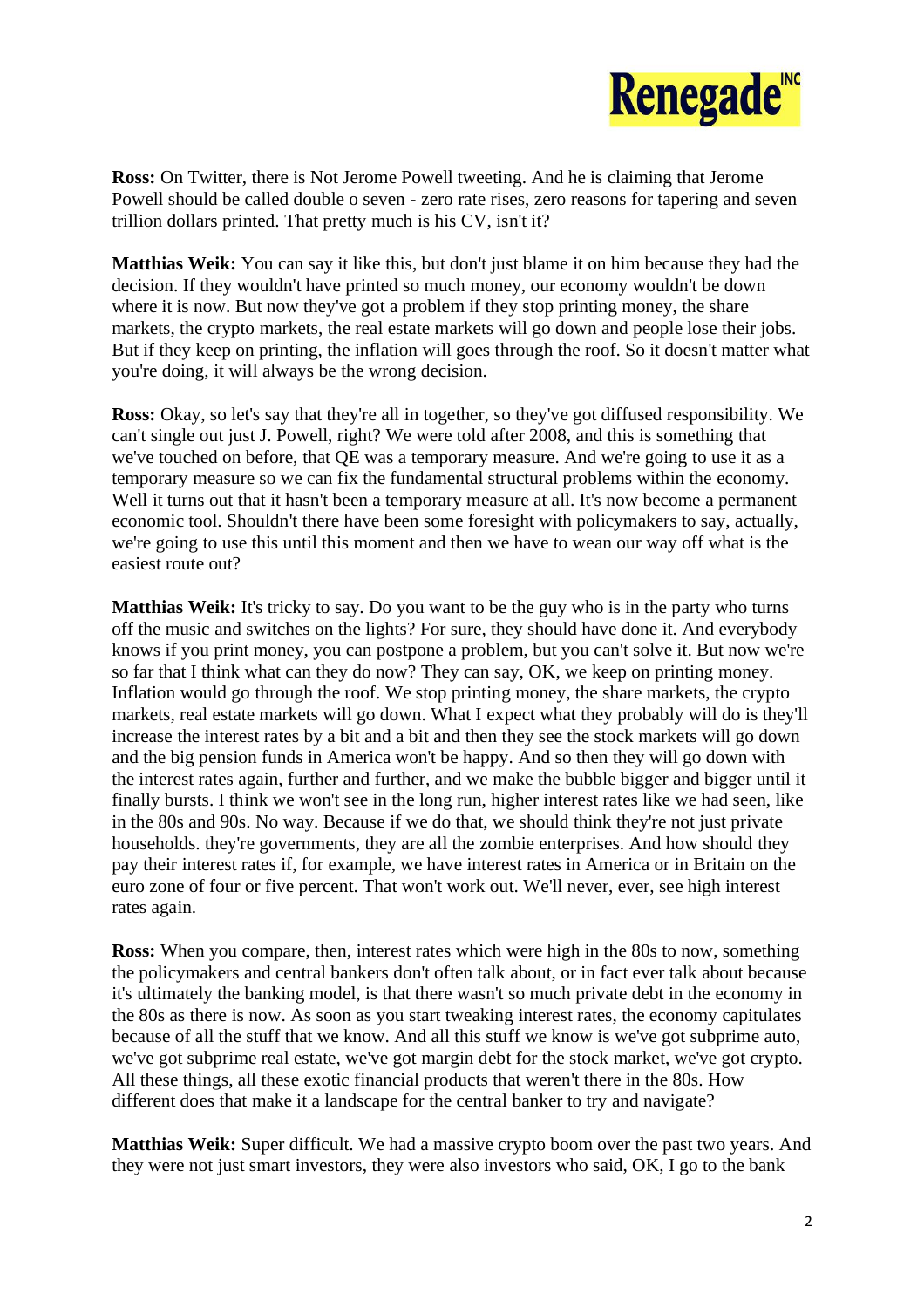**Ross:** On Twitter, there is Not Jerome Powell tweeting. And he is claiming that Jerome Powell should be called double o seven - zero rate rises, zero reasons for tapering and seven trillion dollars printed. That pretty much is his CV, isn't it?

**Matthias Weik:** You can say it like this, but don't just blame it on him because they had the decision. If they wouldn't have printed so much money, our economy wouldn't be down where it is now. But now they've got a problem if they stop printing money, the share markets, the crypto markets, the real estate markets will go down and people lose their jobs. But if they keep on printing, the inflation will goes through the roof. So it doesn't matter what you're doing, it will always be the wrong decision.

**Ross:** Okay, so let's say that they're all in together, so they've got diffused responsibility. We can't single out just J. Powell, right? We were told after 2008, and this is something that we've touched on before, that QE was a temporary measure. And we're going to use it as a temporary measure so we can fix the fundamental structural problems within the economy. Well it turns out that it hasn't been a temporary measure at all. It's now become a permanent economic tool. Shouldn't there have been some foresight with policymakers to say, actually, we're going to use this until this moment and then we have to wean our way off what is the easiest route out?

**Matthias Weik:** It's tricky to say. Do you want to be the guy who is in the party who turns off the music and switches on the lights? For sure, they should have done it. And everybody knows if you print money, you can postpone a problem, but you can't solve it. But now we're so far that I think what can they do now? They can say, OK, we keep on printing money. Inflation would go through the roof. We stop printing money, the share markets, the crypto markets, real estate markets will go down. What I expect what they probably will do is they'll increase the interest rates by a bit and a bit and then they see the stock markets will go down and the big pension funds in America won't be happy. And so then they will go down with the interest rates again, further and further, and we make the bubble bigger and bigger until it finally bursts. I think we won't see in the long run, higher interest rates like we had seen, like in the 80s and 90s. No way. Because if we do that, we should think they're not just private households. they're governments, they are all the zombie enterprises. And how should they pay their interest rates if, for example, we have interest rates in America or in Britain on the euro zone of four or five percent. That won't work out. We'll never, ever, see high interest rates again.

**Ross:** When you compare, then, interest rates which were high in the 80s to now, something the policymakers and central bankers don't often talk about, or in fact ever talk about because it's ultimately the banking model, is that there wasn't so much private debt in the economy in the 80s as there is now. As soon as you start tweaking interest rates, the economy capitulates because of all the stuff that we know. And all this stuff we know is we've got subprime auto, we've got subprime real estate, we've got margin debt for the stock market, we've got crypto. All these things, all these exotic financial products that weren't there in the 80s. How different does that make it a landscape for the central banker to try and navigate?

**Matthias Weik:** Super difficult. We had a massive crypto boom over the past two years. And they were not just smart investors, they were also investors who said, OK, I go to the bank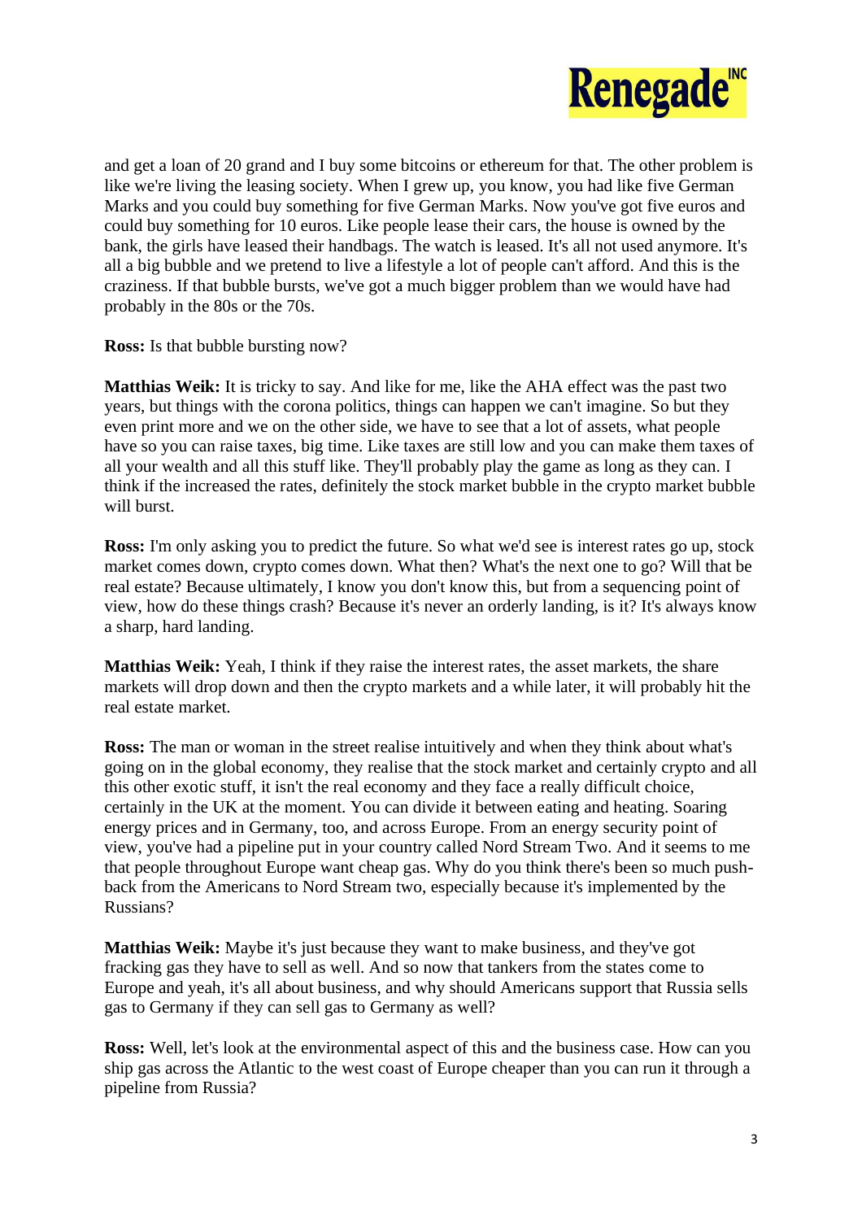and get a loan of 20 grand and I buy some bitcoins or ethereum for that. The other problem is like we're living the leasing society. When I grew up, you know, you had like five German Marks and you could buy something for five German Marks. Now you've got five euros and could buy something for 10 euros. Like people lease their cars, the house is owned by the bank, the girls have leased their handbags. The watch is leased. It's all not used anymore. It's all a big bubble and we pretend to live a lifestyle a lot of people can't afford. And this is the craziness. If that bubble bursts, we've got a much bigger problem than we would have had probably in the 80s or the 70s.

**Ross:** Is that bubble bursting now?

**Matthias Weik:** It is tricky to say. And like for me, like the AHA effect was the past two years, but things with the corona politics, things can happen we can't imagine. So but they even print more and we on the other side, we have to see that a lot of assets, what people have so you can raise taxes, big time. Like taxes are still low and you can make them taxes of all your wealth and all this stuff like. They'll probably play the game as long as they can. I think if the increased the rates, definitely the stock market bubble in the crypto market bubble will burst.

**Ross:** I'm only asking you to predict the future. So what we'd see is interest rates go up, stock market comes down, crypto comes down. What then? What's the next one to go? Will that be real estate? Because ultimately, I know you don't know this, but from a sequencing point of view, how do these things crash? Because it's never an orderly landing, is it? It's always know a sharp, hard landing.

**Matthias Weik:** Yeah, I think if they raise the interest rates, the asset markets, the share markets will drop down and then the crypto markets and a while later, it will probably hit the real estate market.

**Ross:** The man or woman in the street realise intuitively and when they think about what's going on in the global economy, they realise that the stock market and certainly crypto and all this other exotic stuff, it isn't the real economy and they face a really difficult choice, certainly in the UK at the moment. You can divide it between eating and heating. Soaring energy prices and in Germany, too, and across Europe. From an energy security point of view, you've had a pipeline put in your country called Nord Stream Two. And it seems to me that people throughout Europe want cheap gas. Why do you think there's been so much push-back from the Americans to Nord Stream two, especially because it's implemented by the Russians?

**Matthias Weik:** Maybe it's just because they want to make business, and they've got fracking gas they have to sell as well. And so now that tankers from the states come to Europe and yeah, it's all about business, and why should Americans support that Russia sells gas to Germany if they can sell gas to Germany as well?

**Ross:** Well, let's look at the environmental aspect of this and the business case. How can you ship gas across the Atlantic to the west coast of Europe cheaper than you can run it through a pipeline from Russia?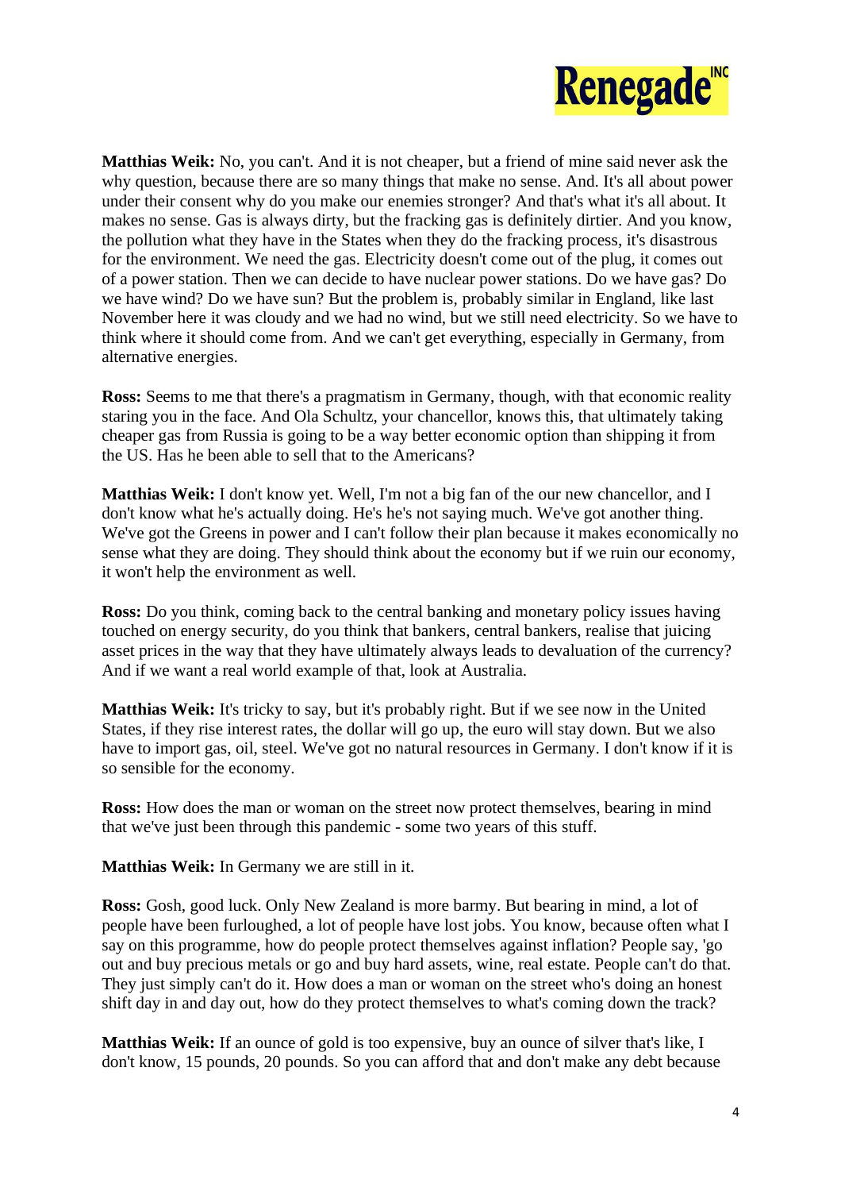**Matthias Weik:** No, you can't. And it is not cheaper, but a friend of mine said never ask the why question, because there are so many things that make no sense. And. It's all about power under their consent why do you make our enemies stronger? And that's what it's all about. It makes no sense. Gas is always dirty, but the fracking gas is definitely dirtier. And you know, the pollution what they have in the States when they do the fracking process, it's disastrous for the environment. We need the gas. Electricity doesn't come out of the plug, it comes out of a power station. Then we can decide to have nuclear power stations. Do we have gas? Do we have wind? Do we have sun? But the problem is, probably similar in England, like last November here it was cloudy and we had no wind, but we still need electricity. So we have to think where it should come from. And we can't get everything, especially in Germany, from alternative energies.

**Ross:** Seems to me that there's a pragmatism in Germany, though, with that economic reality staring you in the face. And Ola Schultz, your chancellor, knows this, that ultimately taking cheaper gas from Russia is going to be a way better economic option than shipping it from the US. Has he been able to sell that to the Americans?

**Matthias Weik:** I don't know yet. Well, I'm not a big fan of the our new chancellor, and I don't know what he's actually doing. He's he's not saying much. We've got another thing. We've got the Greens in power and I can't follow their plan because it makes economically no sense what they are doing. They should think about the economy but if we ruin our economy, it won't help the environment as well.

**Ross:** Do you think, coming back to the central banking and monetary policy issues having touched on energy security, do you think that bankers, central bankers, realise that juicing asset prices in the way that they have ultimately always leads to devaluation of the currency? And if we want a real world example of that, look at Australia.

**Matthias Weik:** It's tricky to say, but it's probably right. But if we see now in the United States, if they rise interest rates, the dollar will go up, the euro will stay down. But we also have to import gas, oil, steel. We've got no natural resources in Germany. I don't know if it is so sensible for the economy.

**Ross:** How does the man or woman on the street now protect themselves, bearing in mind that we've just been through this pandemic - some two years of this stuff.

**Matthias Weik:** In Germany we are still in it.

**Ross:** Gosh, good luck. Only New Zealand is more barmy. But bearing in mind, a lot of people have been furloughed, a lot of people have lost jobs. You know, because often what I say on this programme, how do people protect themselves against inflation? People say, 'go out and buy precious metals or go and buy hard assets, wine, real estate. People can't do that. They just simply can't do it. How does a man or woman on the street who's doing an honest shift day in and day out, how do they protect themselves to what's coming down the track?

**Matthias Weik:** If an ounce of gold is too expensive, buy an ounce of silver that's like, I don't know, 15 pounds, 20 pounds. So you can afford that and don't make any debt because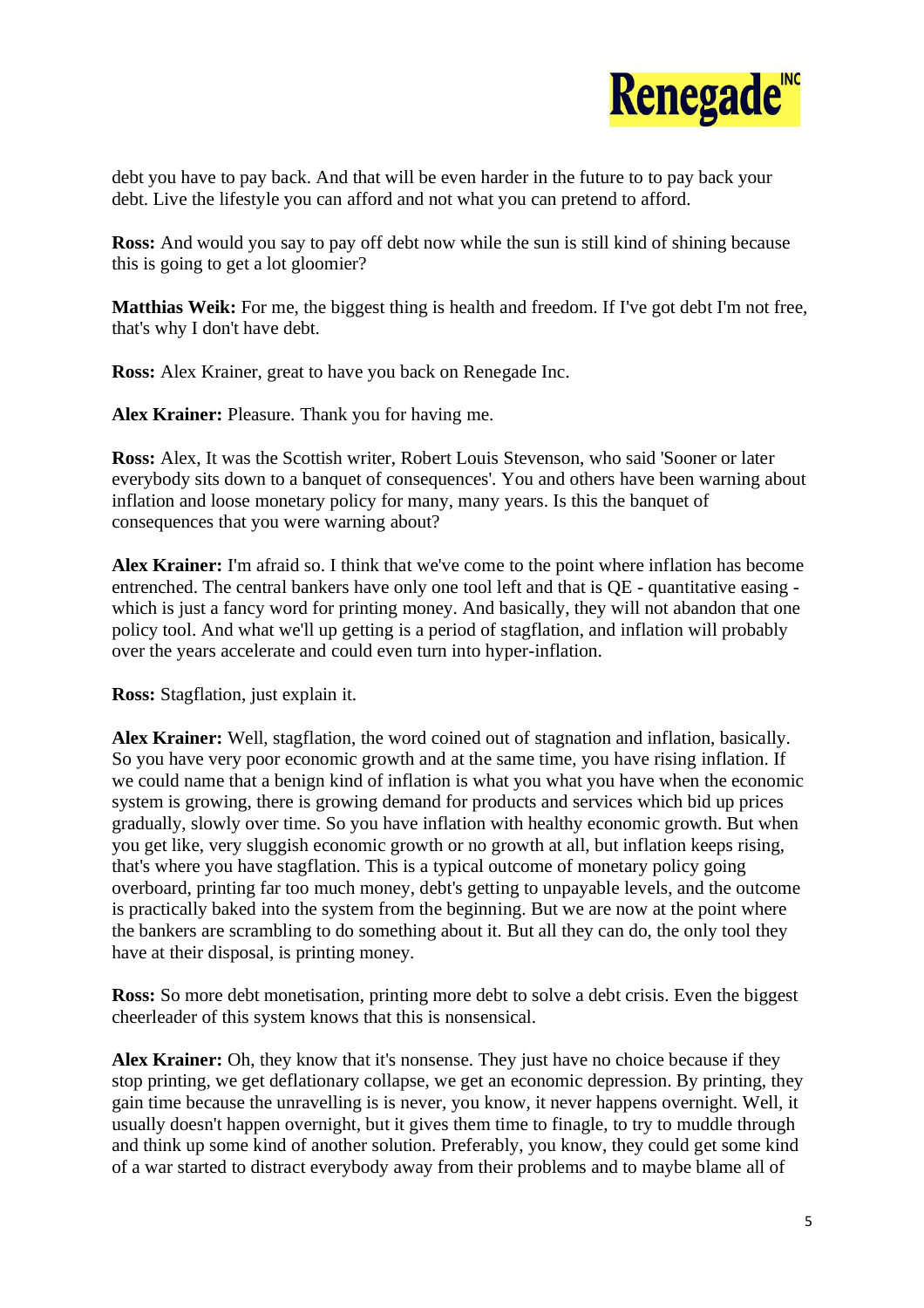debt you have to pay back. And that will be even harder in the future to to pay back your debt. Live the lifestyle you can afford and not what you can pretend to afford.

**Ross:** And would you say to pay off debt now while the sun is still kind of shining because this is going to get a lot gloomier?

**Matthias Weik:** For me, the biggest thing is health and freedom. If I've got debt I'm not free, that's why I don't have debt.

**Ross:** Alex Krainer, great to have you back on Renegade Inc.

**Alex Krainer:** Pleasure. Thank you for having me.

**Ross:** Alex, It was the Scottish writer, Robert Louis Stevenson, who said 'Sooner or later everybody sits down to a banquet of consequences'. You and others have been warning about inflation and loose monetary policy for many, many years. Is this the banquet of consequences that you were warning about?

**Alex Krainer:** I'm afraid so. I think that we've come to the point where inflation has become entrenched. The central bankers have only one tool left and that is QE - quantitative easing - which is just a fancy word for printing money. And basically, they will not abandon that one policy tool. And what we'll up getting is a period of stagflation, and inflation will probably over the years accelerate and could even turn into hyper-inflation.

**Ross:** Stagflation, just explain it.

**Alex Krainer:** Well, stagflation, the word coined out of stagnation and inflation, basically. So you have very poor economic growth and at the same time, you have rising inflation. If we could name that a benign kind of inflation is what you what you have when the economic system is growing, there is growing demand for products and services which bid up prices gradually, slowly over time. So you have inflation with healthy economic growth. But when you get like, very sluggish economic growth or no growth at all, but inflation keeps rising, that's where you have stagflation. This is a typical outcome of monetary policy going overboard, printing far too much money, debt's getting to unpayable levels, and the outcome is practically baked into the system from the beginning. But we are now at the point where the bankers are scrambling to do something about it. But all they can do, the only tool they have at their disposal, is printing money.

**Ross:** So more debt monetisation, printing more debt to solve a debt crisis. Even the biggest cheerleader of this system knows that this is nonsensical.

**Alex Krainer:** Oh, they know that it's nonsense. They just have no choice because if they stop printing, we get deflationary collapse, we get an economic depression. By printing, they gain time because the unravelling is is never, you know, it never happens overnight. Well, it usually doesn't happen overnight, but it gives them time to finagle, to try to muddle through and think up some kind of another solution. Preferably, you know, they could get some kind of a war started to distract everybody away from their problems and to maybe blame all of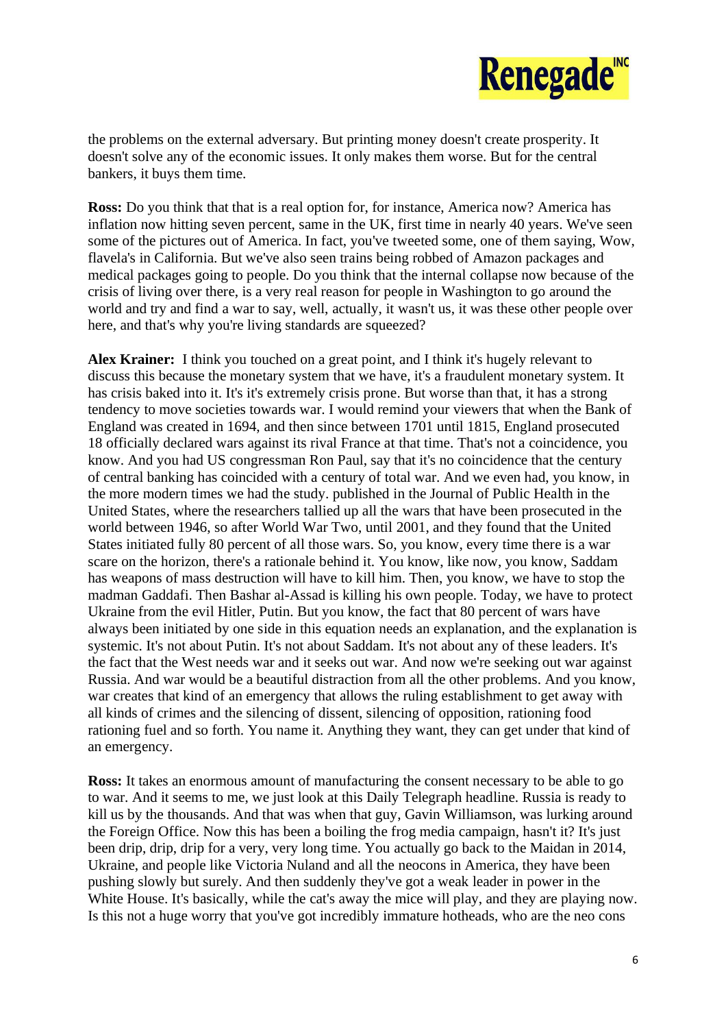the problems on the external adversary. But printing money doesn't create prosperity. It doesn't solve any of the economic issues. It only makes them worse. But for the central bankers, it buys them time.

**Ross:** Do you think that that is a real option for, for instance, America now? America has inflation now hitting seven percent, same in the UK, first time in nearly 40 years. We've seen some of the pictures out of America. In fact, you've tweeted some, one of them saying, Wow, flavela's in California. But we've also seen trains being robbed of Amazon packages and medical packages going to people. Do you think that the internal collapse now because of the crisis of living over there, is a very real reason for people in Washington to go around the world and try and find a war to say, well, actually, it wasn't us, it was these other people over here, and that's why you're living standards are squeezed?

**Alex Krainer:** I think you touched on a great point, and I think it's hugely relevant to discuss this because the monetary system that we have, it's a fraudulent monetary system. It has crisis baked into it. It's it's extremely crisis prone. But worse than that, it has a strong tendency to move societies towards war. I would remind your viewers that when the Bank of England was created in 1694, and then since between 1701 until 1815, England prosecuted 18 officially declared wars against its rival France at that time. That's not a coincidence, you know. And you had US congressman Ron Paul, say that it's no coincidence that the century of central banking has coincided with a century of total war. And we even had, you know, in the more modern times we had the study. published in the Journal of Public Health in the United States, where the researchers tallied up all the wars that have been prosecuted in the world between 1946, so after World War Two, until 2001, and they found that the United States initiated fully 80 percent of all those wars. So, you know, every time there is a war scare on the horizon, there's a rationale behind it. You know, like now, you know, Saddam has weapons of mass destruction will have to kill him. Then, you know, we have to stop the madman Gaddafi. Then Bashar al-Assad is killing his own people. Today, we have to protect Ukraine from the evil Hitler, Putin. But you know, the fact that 80 percent of wars have always been initiated by one side in this equation needs an explanation, and the explanation is systemic. It's not about Putin. It's not about Saddam. It's not about any of these leaders. It's the fact that the West needs war and it seeks out war. And now we're seeking out war against Russia. And war would be a beautiful distraction from all the other problems. And you know, war creates that kind of an emergency that allows the ruling establishment to get away with all kinds of crimes and the silencing of dissent, silencing of opposition, rationing food rationing fuel and so forth. You name it. Anything they want, they can get under that kind of an emergency.

**Ross:** It takes an enormous amount of manufacturing the consent necessary to be able to go to war. And it seems to me, we just look at this Daily Telegraph headline. Russia is ready to kill us by the thousands. And that was when that guy, Gavin Williamson, was lurking around the Foreign Office. Now this has been a boiling the frog media campaign, hasn't it? It's just been drip, drip, drip for a very, very long time. You actually go back to the Maidan in 2014, Ukraine, and people like Victoria Nuland and all the neocons in America, they have been pushing slowly but surely. And then suddenly they've got a weak leader in power in the White House. It's basically, while the cat's away the mice will play, and they are playing now. Is this not a huge worry that you've got incredibly immature hotheads, who are the neo cons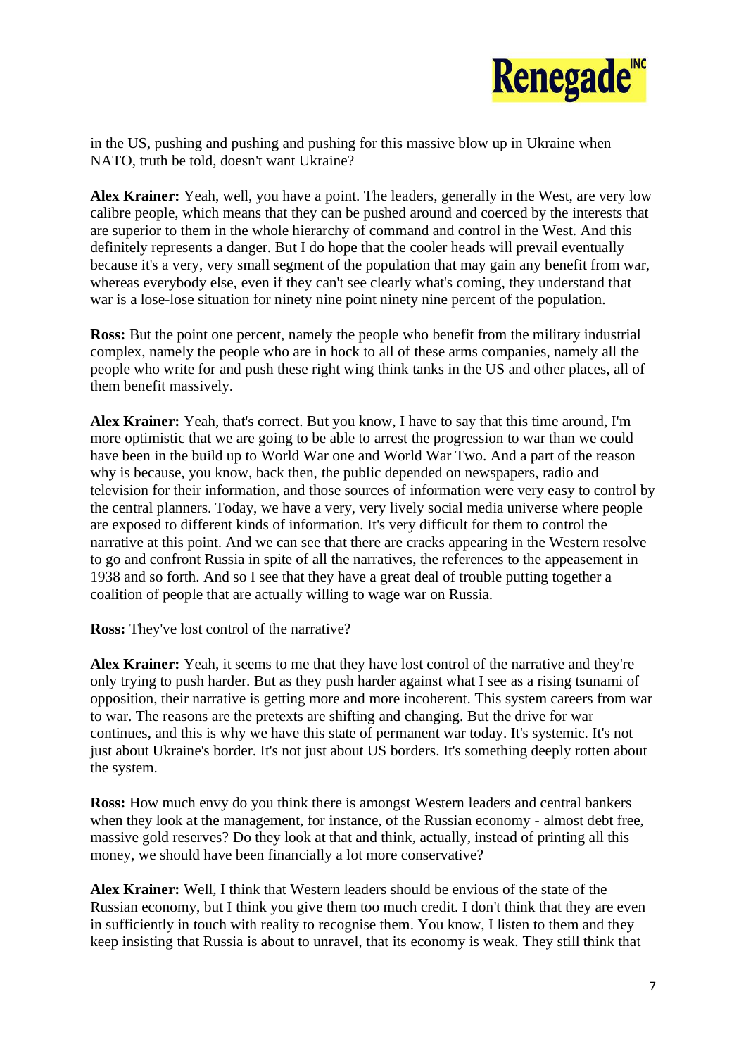in the US, pushing and pushing and pushing for this massive blow up in Ukraine when NATO, truth be told, doesn't want Ukraine?

**Alex Krainer:** Yeah, well, you have a point. The leaders, generally in the West, are very low calibre people, which means that they can be pushed around and coerced by the interests that are superior to them in the whole hierarchy of command and control in the West. And this definitely represents a danger. But I do hope that the cooler heads will prevail eventually because it's a very, very small segment of the population that may gain any benefit from war, whereas everybody else, even if they can't see clearly what's coming, they understand that war is a lose-lose situation for ninety nine point ninety nine percent of the population.

**Ross:** But the point one percent, namely the people who benefit from the military industrial complex, namely the people who are in hock to all of these arms companies, namely all the people who write for and push these right wing think tanks in the US and other places, all of them benefit massively.

**Alex Krainer:** Yeah, that's correct. But you know, I have to say that this time around, I'm more optimistic that we are going to be able to arrest the progression to war than we could have been in the build up to World War one and World War Two. And a part of the reason why is because, you know, back then, the public depended on newspapers, radio and television for their information, and those sources of information were very easy to control by the central planners. Today, we have a very, very lively social media universe where people are exposed to different kinds of information. It's very difficult for them to control the narrative at this point. And we can see that there are cracks appearing in the Western resolve to go and confront Russia in spite of all the narratives, the references to the appeasement in 1938 and so forth. And so I see that they have a great deal of trouble putting together a coalition of people that are actually willing to wage war on Russia.

**Ross:** They've lost control of the narrative?

**Alex Krainer:** Yeah, it seems to me that they have lost control of the narrative and they're only trying to push harder. But as they push harder against what I see as a rising tsunami of opposition, their narrative is getting more and more incoherent. This system careers from war to war. The reasons are the pretexts are shifting and changing. But the drive for war continues, and this is why we have this state of permanent war today. It's systemic. It's not just about Ukraine's border. It's not just about US borders. It's something deeply rotten about the system.

**Ross:** How much envy do you think there is amongst Western leaders and central bankers when they look at the management, for instance, of the Russian economy - almost debt free, massive gold reserves? Do they look at that and think, actually, instead of printing all this money, we should have been financially a lot more conservative?

**Alex Krainer:** Well, I think that Western leaders should be envious of the state of the Russian economy, but I think you give them too much credit. I don't think that they are even in sufficiently in touch with reality to recognise them. You know, I listen to them and they keep insisting that Russia is about to unravel, that its economy is weak. They still think that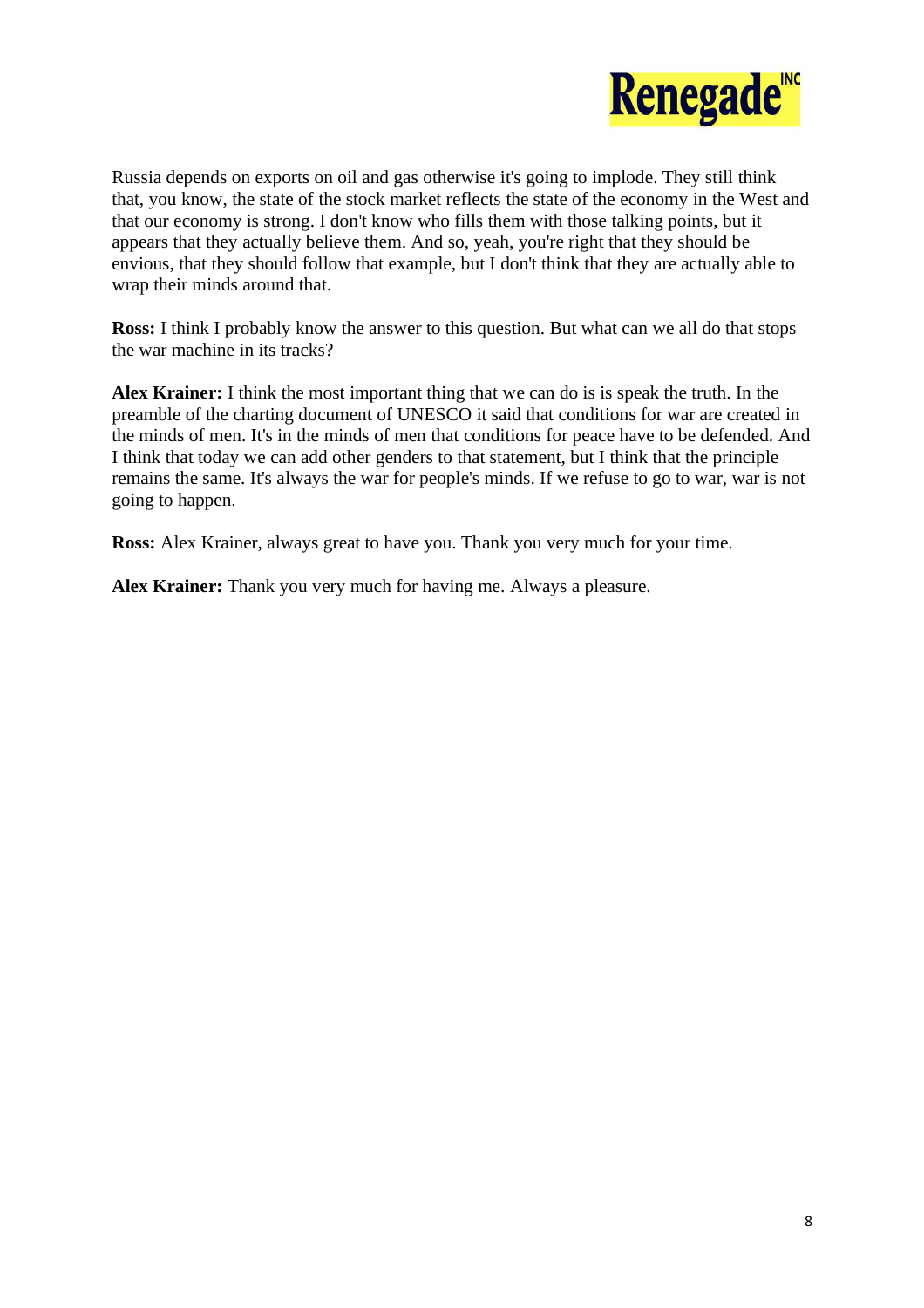Russia depends on exports on oil and gas otherwise it's going to implode. They still think that, you know, the state of the stock market reflects the state of the economy in the West and that our economy is strong. I don't know who fills them with those talking points, but it appears that they actually believe them. And so, yeah, you're right that they should be envious, that they should follow that example, but I don't think that they are actually able to wrap their minds around that.

**Ross:** I think I probably know the answer to this question. But what can we all do that stops the war machine in its tracks?

**Alex Krainer:** I think the most important thing that we can do is is speak the truth. In the preamble of the charting document of UNESCO it said that conditions for war are created in the minds of men. It's in the minds of men that conditions for peace have to be defended. And I think that today we can add other genders to that statement, but I think that the principle remains the same. It's always the war for people's minds. If we refuse to go to war, war is not going to happen.

**Ross:** Alex Krainer, always great to have you. Thank you very much for your time.

**Alex Krainer:** Thank you very much for having me. Always a pleasure.